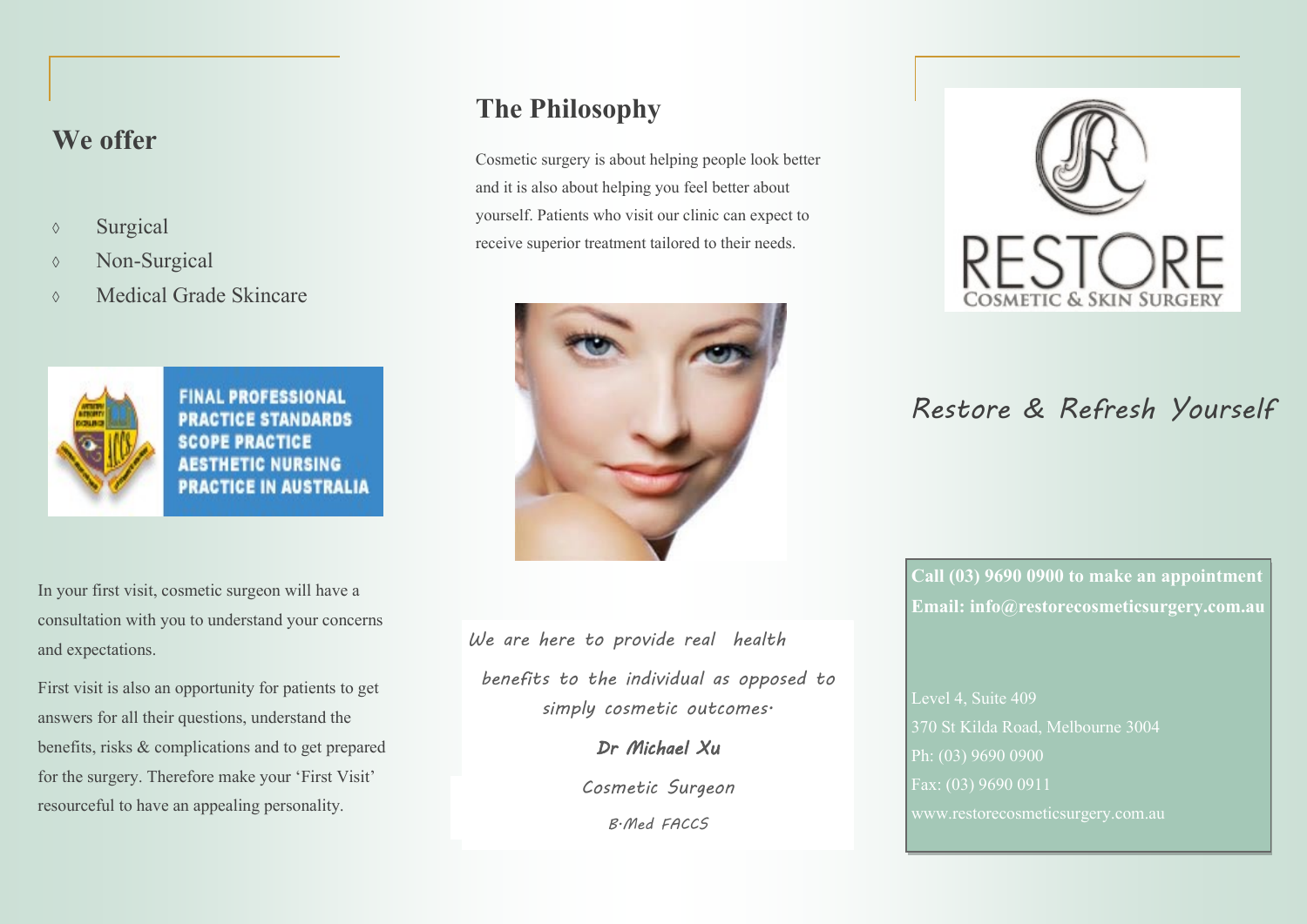## We offer

- Surgical
- Non-Surgical
- Medical Grade Skincare

FINAL PROFESSIONAL PRACTICE STANDARDS SCOPE PRACTICE AESTHETIC NURSING PRACTICE IN AUSTRALIA

In your first visit, cosmetic surgeon will have a consultation with you to understand your concerns and expectations.

First visit is also an opportunity for patients to get answers for all their questions, understand the benefits, risks & complications and to get prepared for the surgery. Therefore make your 'First Visit' resourceful to have an appealing personality.

## The Philosophy

Cosmetic surgery is about helping people look better and it is also about helping you feel better about yourself. Patients who visit our clinic can expect to receive superior treatment tailored to their needs.

*We are here to provide real health benefits to the individual as opposed to simply cosmetic outcomes.*

***Dr Michael Xu***

*Cosmetic Surgeon*

*B.Med FACCS*

RESTORE
COSMETIC & SKIN SURGERY

*Restore & Refresh Yourself*

**Call (03) 9690 0900 to make an appointment**
**Email: info@restorecosmeticsurgery.com.au**

Level 4, Suite 409
370 St Kilda Road, Melbourne 3004
Ph: (03) 9690 0900
Fax: (03) 9690 0911
www.restorecosmeticsurgery.com.au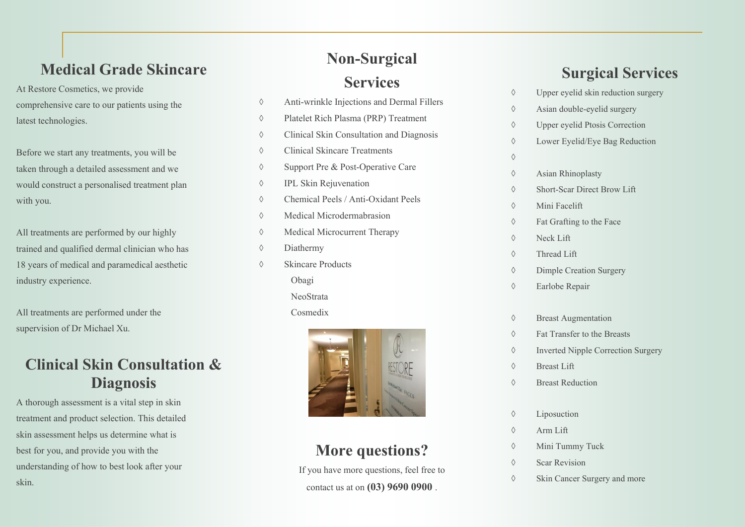## Medical Grade Skincare

At Restore Cosmetics, we provide comprehensive care to our patients using the latest technologies.

Before we start any treatments, you will be taken through a detailed assessment and we would construct a personalised treatment plan with you.

All treatments are performed by our highly trained and qualified dermal clinician who has 18 years of medical and paramedical aesthetic industry experience.

All treatments are performed under the supervision of Dr Michael Xu.

## Clinical Skin Consultation & Diagnosis

A thorough assessment is a vital step in skin treatment and product selection. This detailed skin assessment helps us determine what is best for you, and provide you with the understanding of how to best look after your skin.

## Non-Surgical Services

- Anti-wrinkle Injections and Dermal Fillers
- Platelet Rich Plasma (PRP) Treatment
- Clinical Skin Consultation and Diagnosis
- Clinical Skincare Treatments
- Support Pre & Post-Operative Care
- IPL Skin Rejuvenation
- Chemical Peels / Anti-Oxidant Peels
- Medical Microdermabrasion
- Medical Microcurrent Therapy
- Diathermy
- Skincare Products
  - Obagi
  - NeoStrata
  - Cosmedix

## More questions?

If you have more questions, feel free to contact us at on **(03) 9690 0900** .

## Surgical Services

- Upper eyelid skin reduction surgery
- Asian double-eyelid surgery
- Upper eyelid Ptosis Correction
- Lower Eyelid/Eye Bag Reduction
- Asian Rhinoplasty
- Short-Scar Direct Brow Lift
- Mini Facelift
- Fat Grafting to the Face
- Neck Lift
- Thread Lift
- Dimple Creation Surgery
- Earlobe Repair

- Breast Augmentation
- Fat Transfer to the Breasts
- Inverted Nipple Correction Surgery
- Breast Lift
- Breast Reduction

- Liposuction
- Arm Lift
- Mini Tummy Tuck
- Scar Revision
- Skin Cancer Surgery and more